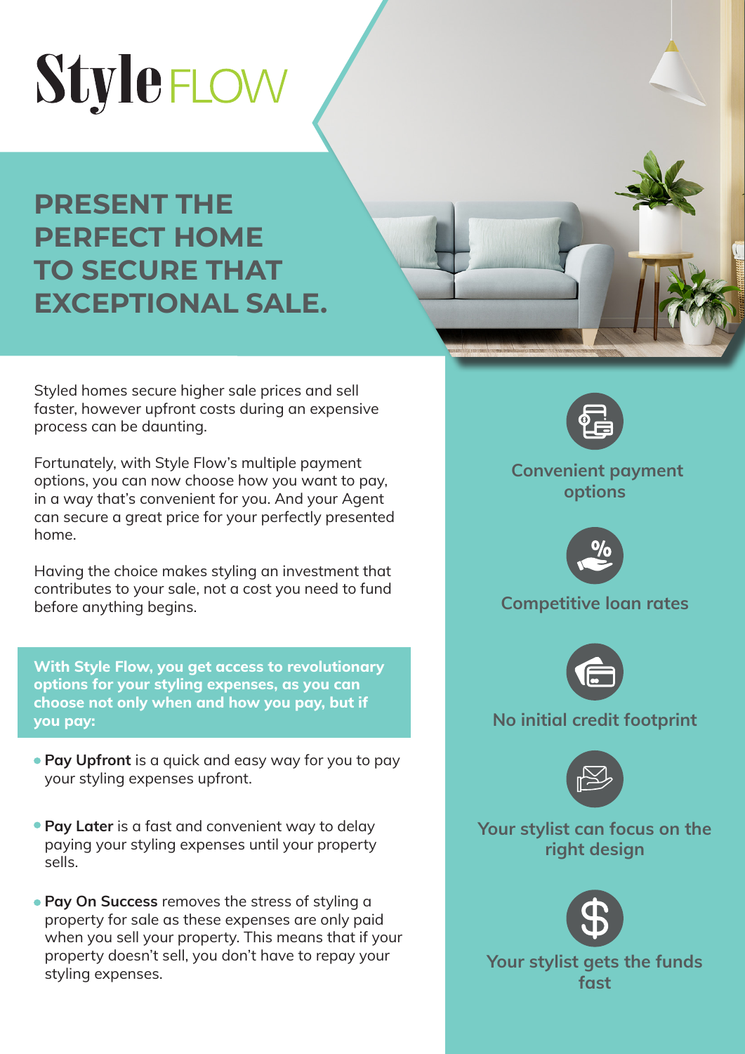# Style FLOW

## PRESENT THE PERFECT HOME TO SECURE THAT EXCEPTIONAL SALE.

Styled homes secure higher sale prices and sell faster, however upfront costs during an expensive process can be daunting.

Fortunately, with Style Flow's multiple payment options, you can now choose how you want to pay, in a way that's convenient for you. And your Agent can secure a great price for your perfectly presented home.

Having the choice makes styling an investment that contributes to your sale, not a cost you need to fund before anything begins.

**With Style Flow, you get access to revolutionary options for your styling expenses, as you can choose not only when and how you pay, but if you pay:**

- **Pay Upfront** is a quick and easy way for you to pay your styling expenses upfront.
- **Pay Later** is a fast and convenient way to delay paying your styling expenses until your property sells.
- **Pay On Success** removes the stress of styling a property for sale as these expenses are only paid when you sell your property. This means that if your property doesn't sell, you don't have to repay your styling expenses.

**Convenient payment options**

**Competitive loan rates**

**No initial credit footprint**

**Your stylist can focus on the right design**

**Your stylist gets the funds fast**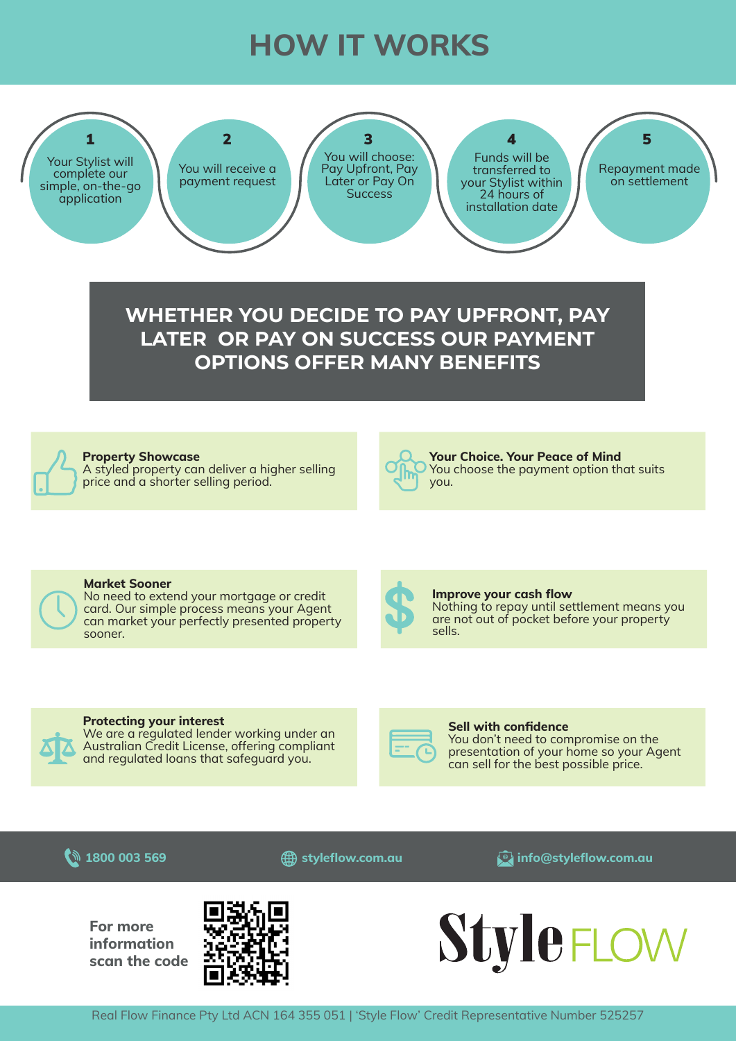# HOW IT WORKS

1. Your Stylist will complete our simple, on-the-go application
2. You will receive a payment request
3. You will choose: Pay Upfront, Pay Later or Pay On Success
4. Funds will be transferred to your Stylist within 24 hours of installation date
5. Repayment made on settlement

## WHETHER YOU DECIDE TO PAY UPFRONT, PAY LATER OR PAY ON SUCCESS OUR PAYMENT OPTIONS OFFER MANY BENEFITS

**Property Showcase**
A styled property can deliver a higher selling price and a shorter selling period.

**Your Choice. Your Peace of Mind**
You choose the payment option that suits you.

**Market Sooner**
No need to extend your mortgage or credit card. Our simple process means your Agent can market your perfectly presented property sooner.

**Improve your cash flow**
Nothing to repay until settlement means you are not out of pocket before your property sells.

**Protecting your interest**
We are a regulated lender working under an Australian Credit License, offering compliant and regulated loans that safeguard you.

**Sell with confidence**
You don't need to compromise on the presentation of your home so your Agent can sell for the best possible price.

1800 003 569 | styleflow.com.au | info@styleflow.com.au

For more information scan the code

Style FLOW

Real Flow Finance Pty Ltd ACN 164 355 051 | 'Style Flow' Credit Representative Number 525257